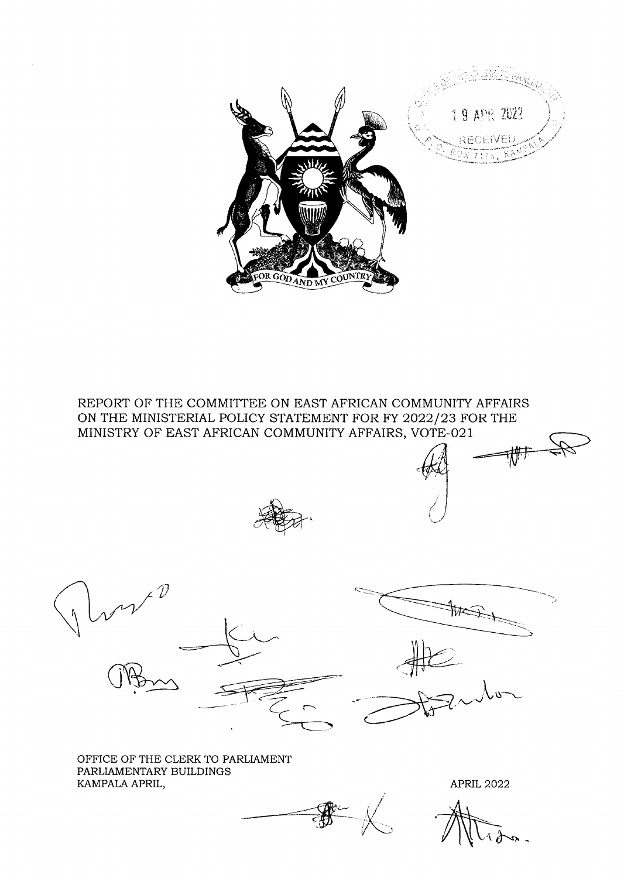REPORT OF THE COMMITTEE ON EAST AFRICAN COMMUNITY AFFAIRS ON THE MINISTERIAL POLICY STATEMENT FOR FY 2022/23 FOR THE MINISTRY OF EAST AFRICAN COMMUNITY AFFAIRS, VOTE-021

OFFICE OF THE CLERK TO PARLIAMENT
PARLIAMENTARY BUILDINGS
KAMPALA APRIL,

APRIL 2022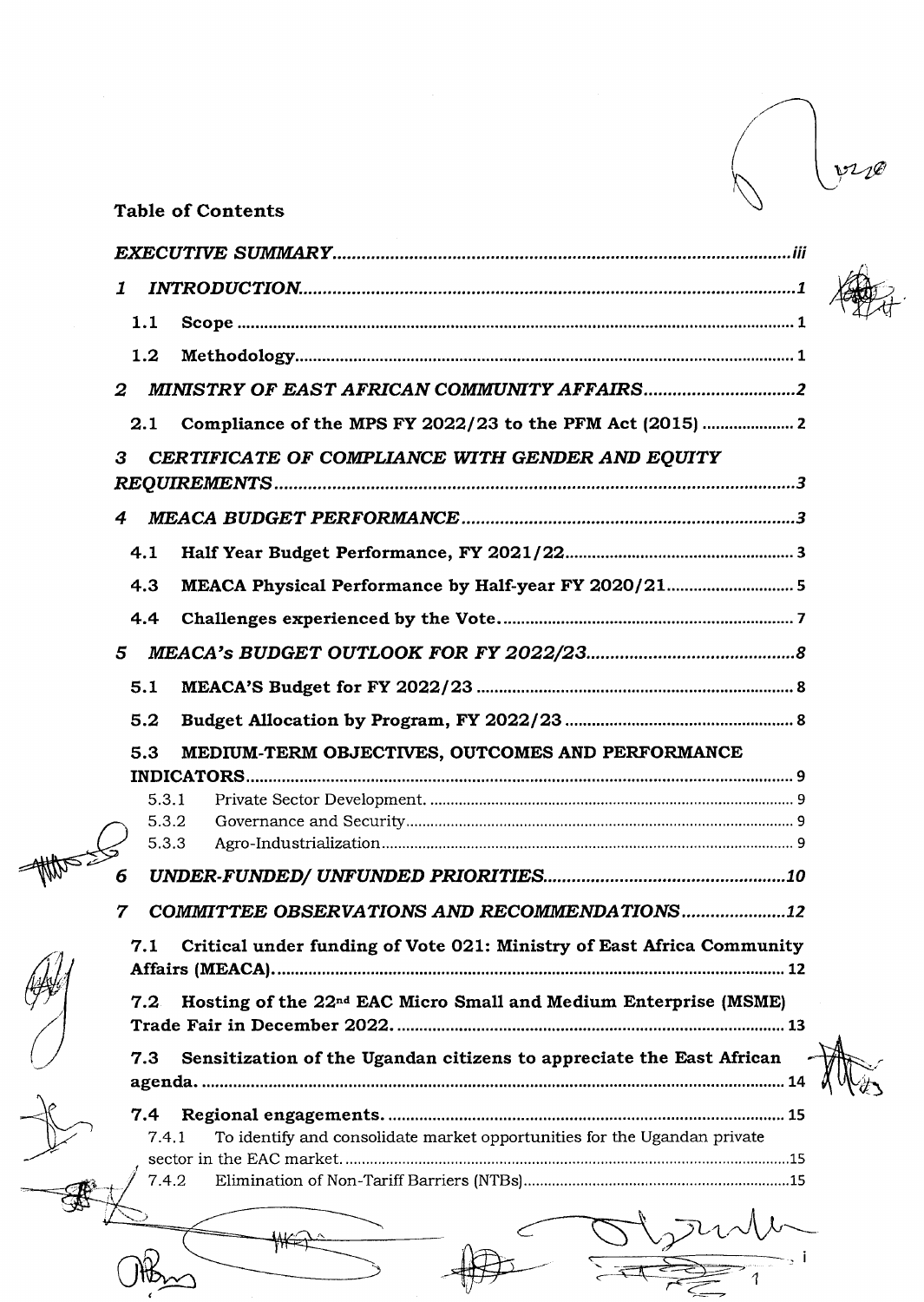**Table of Contents**

*EXECUTIVE SUMMARY* ..... *iii*

1 *INTRODUCTION* ..... *1*

- **1.1 Scope** ..... 1
- **1.2 Methodology** ..... 1

2 *MINISTRY OF EAST AFRICAN COMMUNITY AFFAIRS* ..... *2*

- **2.1 Compliance of the MPS FY 2022/23 to the PFM Act (2015)** ..... 2

3 *CERTIFICATE OF COMPLIANCE WITH GENDER AND EQUITY REQUIREMENTS* ..... *3*

4 *MEACA BUDGET PERFORMANCE* ..... *3*

- **4.1 Half Year Budget Performance, FY 2021/22** ..... 3
- **4.3 MEACA Physical Performance by Half-year FY 2020/21** ..... 5
- **4.4 Challenges experienced by the Vote.** ..... 7

5 *MEACA's BUDGET OUTLOOK FOR FY 2022/23* ..... *8*

- **5.1 MEACA'S Budget for FY 2022/23** ..... 8
- **5.2 Budget Allocation by Program, FY 2022/23** ..... 8
- **5.3 MEDIUM-TERM OBJECTIVES, OUTCOMES AND PERFORMANCE INDICATORS** ..... 9
  - 5.3.1 Private Sector Development. ..... 9
  - 5.3.2 Governance and Security ..... 9
  - 5.3.3 Agro-Industrialization ..... 9

6 *UNDER-FUNDED/ UNFUNDED PRIORITIES* ..... *10*

7 *COMMITTEE OBSERVATIONS AND RECOMMENDATIONS* ..... *12*

- **7.1 Critical under funding of Vote 021: Ministry of East Africa Community Affairs (MEACA).** ..... 12
- **7.2 Hosting of the 22nd EAC Micro Small and Medium Enterprise (MSME) Trade Fair in December 2022.** ..... 13
- **7.3 Sensitization of the Ugandan citizens to appreciate the East African agenda.** ..... 14
- **7.4 Regional engagements.** ..... 15
  - 7.4.1 To identify and consolidate market opportunities for the Ugandan private sector in the EAC market. ..... 15
  - 7.4.2 Elimination of Non-Tariff Barriers (NTBs) ..... 15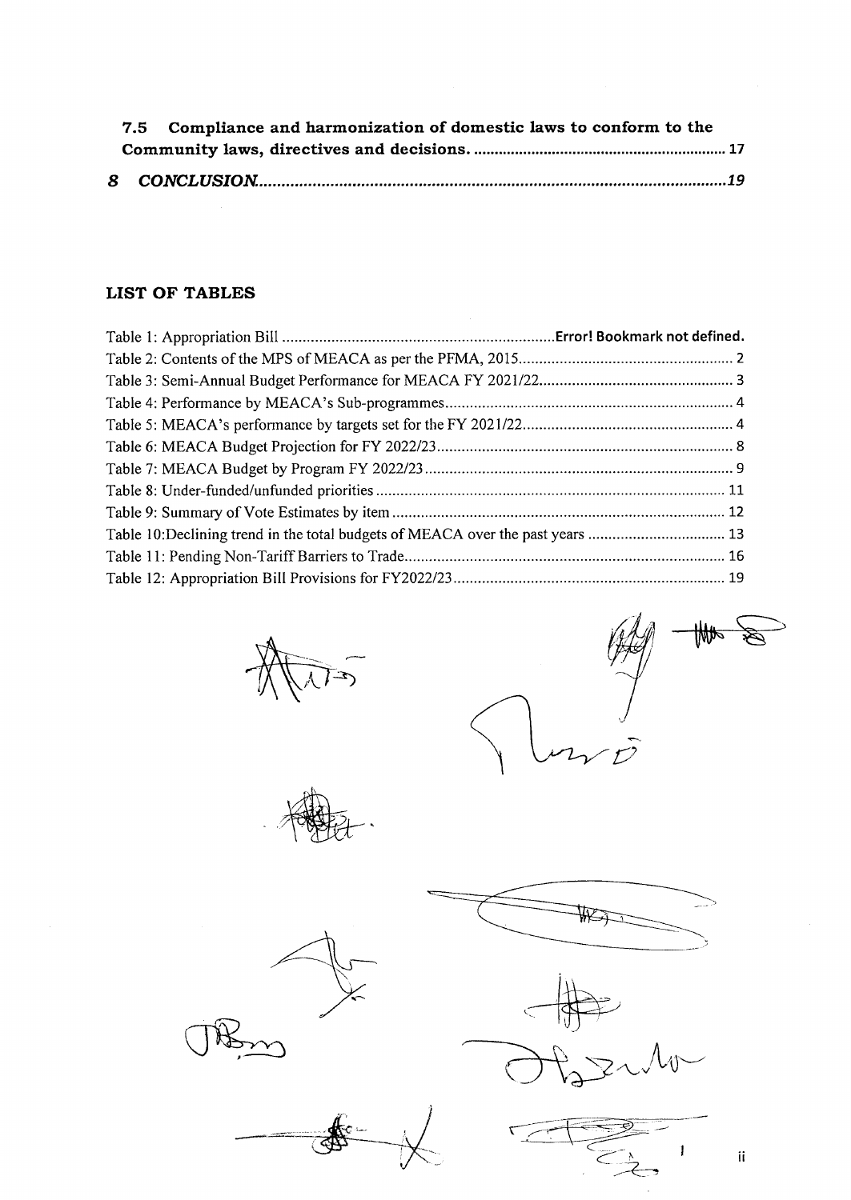**7.5 Compliance and harmonization of domestic laws to conform to the Community laws, directives and decisions.** ....... 17

***8 CONCLUSION*** ....... *19*

## LIST OF TABLES

Table 1: Appropriation Bill ....... **Error! Bookmark not defined.**
Table 2: Contents of the MPS of MEACA as per the PFMA, 2015 ....... 2
Table 3: Semi-Annual Budget Performance for MEACA FY 2021/22 ....... 3
Table 4: Performance by MEACA's Sub-programmes ....... 4
Table 5: MEACA's performance by targets set for the FY 2021/22 ....... 4
Table 6: MEACA Budget Projection for FY 2022/23 ....... 8
Table 7: MEACA Budget by Program FY 2022/23 ....... 9
Table 8: Under-funded/unfunded priorities ....... 11
Table 9: Summary of Vote Estimates by item ....... 12
Table 10: Declining trend in the total budgets of MEACA over the past years ....... 13
Table 11: Pending Non-Tariff Barriers to Trade ....... 16
Table 12: Appropriation Bill Provisions for FY2022/23 ....... 19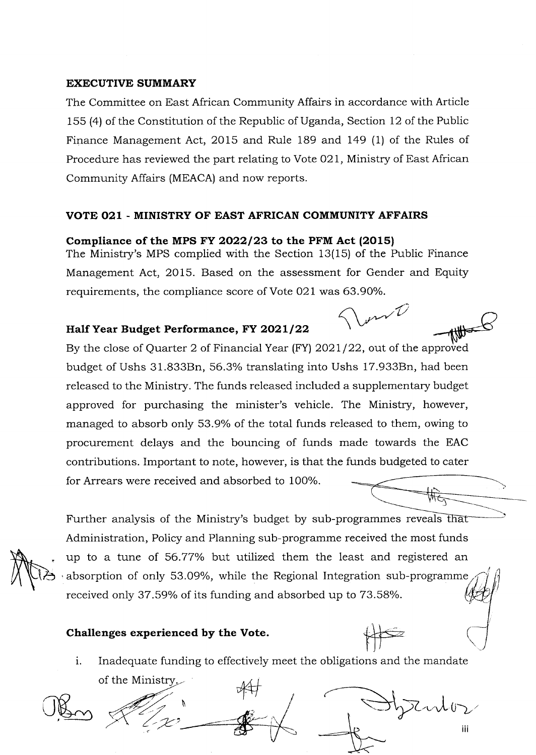## EXECUTIVE SUMMARY

The Committee on East African Community Affairs in accordance with Article 155 (4) of the Constitution of the Republic of Uganda, Section 12 of the Public Finance Management Act, 2015 and Rule 189 and 149 (1) of the Rules of Procedure has reviewed the part relating to Vote 021, Ministry of East African Community Affairs (MEACA) and now reports.

## VOTE 021 - MINISTRY OF EAST AFRICAN COMMUNITY AFFAIRS

### Compliance of the MPS FY 2022/23 to the PFM Act (2015)

The Ministry's MPS complied with the Section 13(15) of the Public Finance Management Act, 2015. Based on the assessment for Gender and Equity requirements, the compliance score of Vote 021 was 63.90%.

### Half Year Budget Performance, FY 2021/22

By the close of Quarter 2 of Financial Year (FY) 2021/22, out of the approved budget of Ushs 31.833Bn, 56.3% translating into Ushs 17.933Bn, had been released to the Ministry. The funds released included a supplementary budget approved for purchasing the minister's vehicle. The Ministry, however, managed to absorb only 53.9% of the total funds released to them, owing to procurement delays and the bouncing of funds made towards the EAC contributions. Important to note, however, is that the funds budgeted to cater for Arrears were received and absorbed to 100%.

Further analysis of the Ministry's budget by sub-programmes reveals that Administration, Policy and Planning sub-programme received the most funds up to a tune of 56.77% but utilized them the least and registered an absorption of only 53.09%, while the Regional Integration sub-programme received only 37.59% of its funding and absorbed up to 73.58%.

### Challenges experienced by the Vote.

i. Inadequate funding to effectively meet the obligations and the mandate of the Ministry.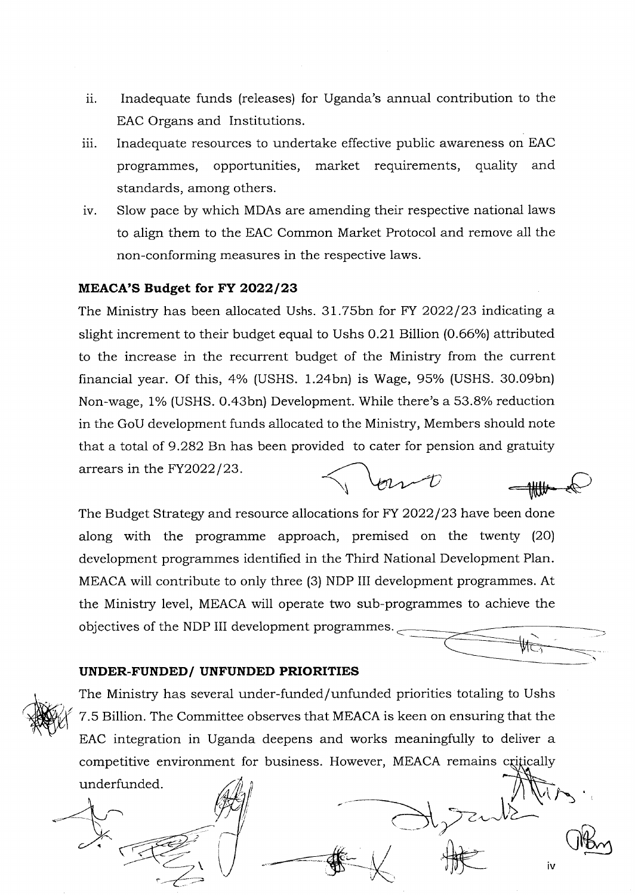ii. Inadequate funds (releases) for Uganda's annual contribution to the EAC Organs and Institutions.

iii. Inadequate resources to undertake effective public awareness on EAC programmes, opportunities, market requirements, quality and standards, among others.

iv. Slow pace by which MDAs are amending their respective national laws to align them to the EAC Common Market Protocol and remove all the non-conforming measures in the respective laws.

**MEACA'S Budget for FY 2022/23**

The Ministry has been allocated Ushs. 31.75bn for FY 2022/23 indicating a slight increment to their budget equal to Ushs 0.21 Billion (0.66%) attributed to the increase in the recurrent budget of the Ministry from the current financial year. Of this, 4% (USHS. 1.24bn) is Wage, 95% (USHS. 30.09bn) Non-wage, 1% (USHS. 0.43bn) Development. While there's a 53.8% reduction in the GoU development funds allocated to the Ministry, Members should note that a total of 9.282 Bn has been provided to cater for pension and gratuity arrears in the FY2022/23.

The Budget Strategy and resource allocations for FY 2022/23 have been done along with the programme approach, premised on the twenty (20) development programmes identified in the Third National Development Plan. MEACA will contribute to only three (3) NDP III development programmes. At the Ministry level, MEACA will operate two sub-programmes to achieve the objectives of the NDP III development programmes.

**UNDER-FUNDED/ UNFUNDED PRIORITIES**

The Ministry has several under-funded/unfunded priorities totaling to Ushs 7.5 Billion. The Committee observes that MEACA is keen on ensuring that the EAC integration in Uganda deepens and works meaningfully to deliver a competitive environment for business. However, MEACA remains critically underfunded.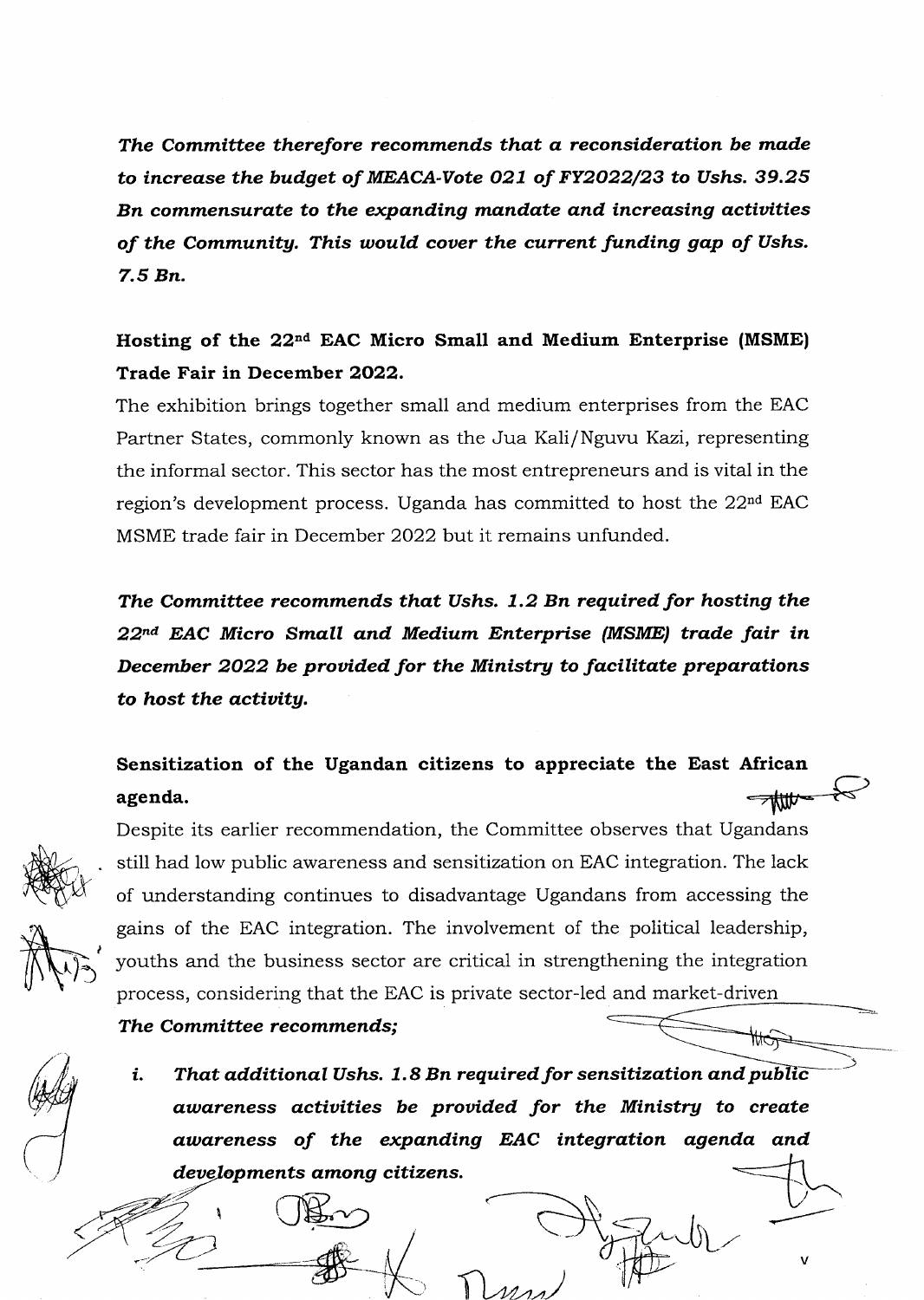***The Committee therefore recommends that a reconsideration be made to increase the budget of MEACA-Vote 021 of FY2022/23 to Ushs. 39.25 Bn commensurate to the expanding mandate and increasing activities of the Community. This would cover the current funding gap of Ushs. 7.5 Bn.***

**Hosting of the 22nd EAC Micro Small and Medium Enterprise (MSME) Trade Fair in December 2022.**

The exhibition brings together small and medium enterprises from the EAC Partner States, commonly known as the Jua Kali/Nguvu Kazi, representing the informal sector. This sector has the most entrepreneurs and is vital in the region's development process. Uganda has committed to host the 22nd EAC MSME trade fair in December 2022 but it remains unfunded.

***The Committee recommends that Ushs. 1.2 Bn required for hosting the 22nd EAC Micro Small and Medium Enterprise (MSME) trade fair in December 2022 be provided for the Ministry to facilitate preparations to host the activity.***

**Sensitization of the Ugandan citizens to appreciate the East African agenda.**

Despite its earlier recommendation, the Committee observes that Ugandans still had low public awareness and sensitization on EAC integration. The lack of understanding continues to disadvantage Ugandans from accessing the gains of the EAC integration. The involvement of the political leadership, youths and the business sector are critical in strengthening the integration process, considering that the EAC is private sector-led and market-driven

***The Committee recommends;***

i. ***That additional Ushs. 1.8 Bn required for sensitization and public awareness activities be provided for the Ministry to create awareness of the expanding EAC integration agenda and developments among citizens.***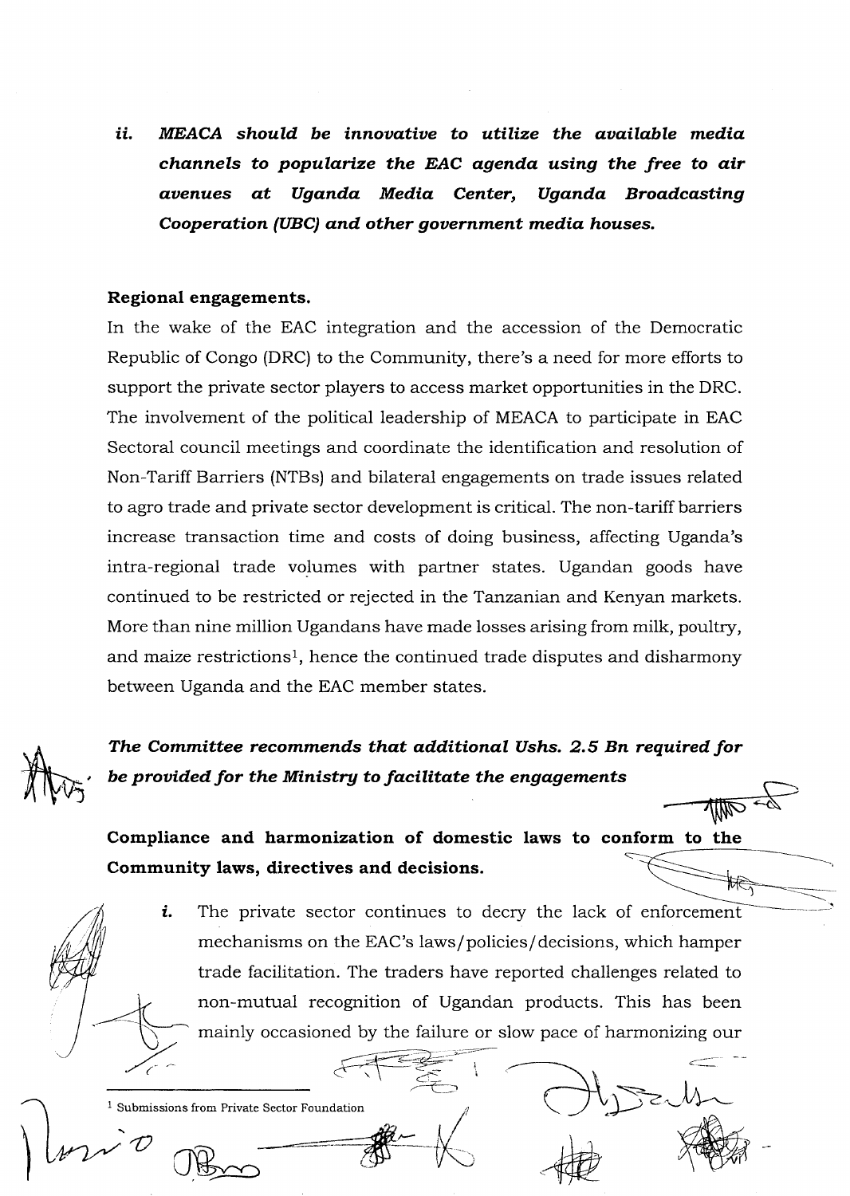ii. ***MEACA should be innovative to utilize the available media channels to popularize the EAC agenda using the free to air avenues at Uganda Media Center, Uganda Broadcasting Cooperation (UBC) and other government media houses.***

**Regional engagements.**

In the wake of the EAC integration and the accession of the Democratic Republic of Congo (DRC) to the Community, there's a need for more efforts to support the private sector players to access market opportunities in the DRC. The involvement of the political leadership of MEACA to participate in EAC Sectoral council meetings and coordinate the identification and resolution of Non-Tariff Barriers (NTBs) and bilateral engagements on trade issues related to agro trade and private sector development is critical. The non-tariff barriers increase transaction time and costs of doing business, affecting Uganda's intra-regional trade volumes with partner states. Ugandan goods have continued to be restricted or rejected in the Tanzanian and Kenyan markets. More than nine million Ugandans have made losses arising from milk, poultry, and maize restrictions[1], hence the continued trade disputes and disharmony between Uganda and the EAC member states.

***The Committee recommends that additional Ushs. 2.5 Bn required for be provided for the Ministry to facilitate the engagements***

**Compliance and harmonization of domestic laws to conform to the Community laws, directives and decisions.**

*i.* The private sector continues to decry the lack of enforcement mechanisms on the EAC's laws/policies/decisions, which hamper trade facilitation. The traders have reported challenges related to non-mutual recognition of Ugandan products. This has been mainly occasioned by the failure or slow pace of harmonizing our

[1] Submissions from Private Sector Foundation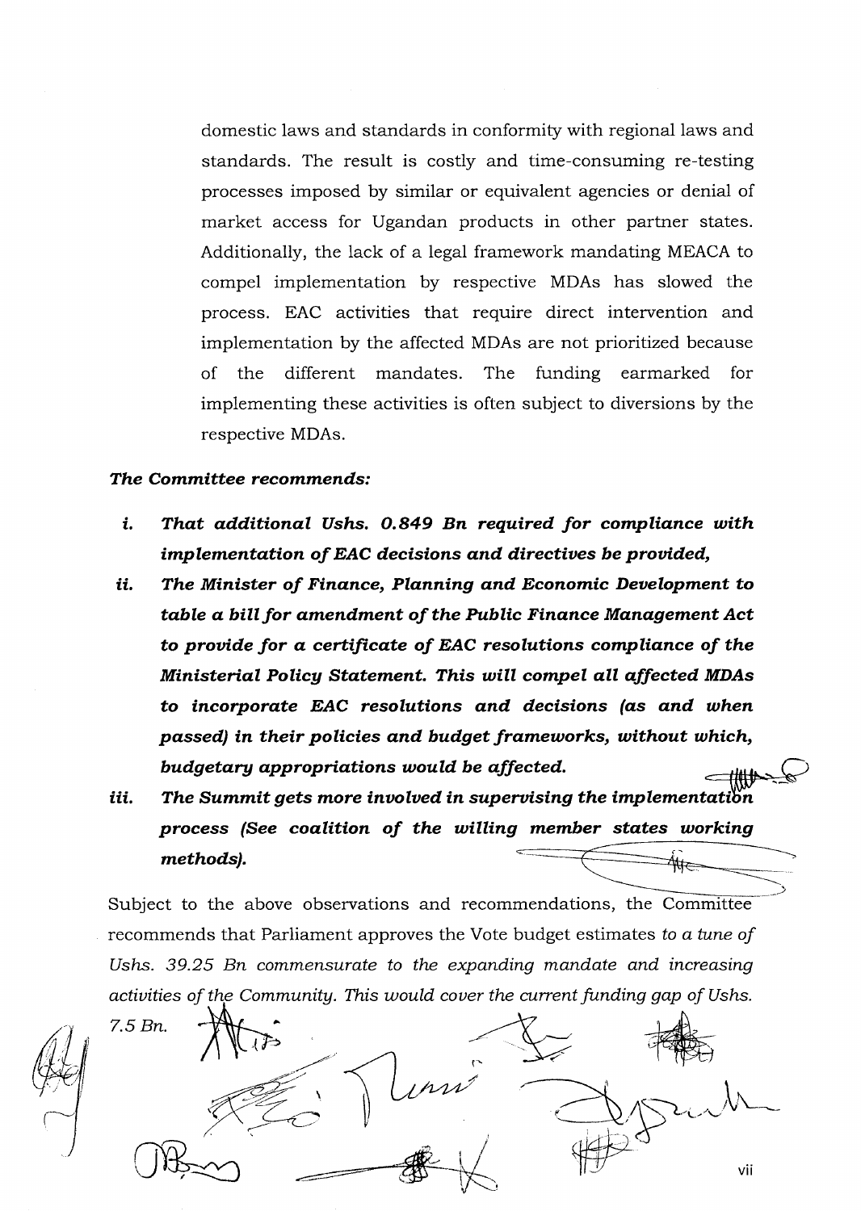domestic laws and standards in conformity with regional laws and standards. The result is costly and time-consuming re-testing processes imposed by similar or equivalent agencies or denial of market access for Ugandan products in other partner states. Additionally, the lack of a legal framework mandating MEACA to compel implementation by respective MDAs has slowed the process. EAC activities that require direct intervention and implementation by the affected MDAs are not prioritized because of the different mandates. The funding earmarked for implementing these activities is often subject to diversions by the respective MDAs.

***The Committee recommends:***

i. ***That additional Ushs. 0.849 Bn required for compliance with implementation of EAC decisions and directives be provided,***

ii. ***The Minister of Finance, Planning and Economic Development to table a bill for amendment of the Public Finance Management Act to provide for a certificate of EAC resolutions compliance of the Ministerial Policy Statement. This will compel all affected MDAs to incorporate EAC resolutions and decisions (as and when passed) in their policies and budget frameworks, without which, budgetary appropriations would be affected.***

iii. ***The Summit gets more involved in supervising the implementation process (See coalition of the willing member states working methods).***

Subject to the above observations and recommendations, the Committee recommends that Parliament approves the Vote budget estimates *to a tune of Ushs. 39.25 Bn commensurate to the expanding mandate and increasing activities of the Community. This would cover the current funding gap of Ushs. 7.5 Bn.*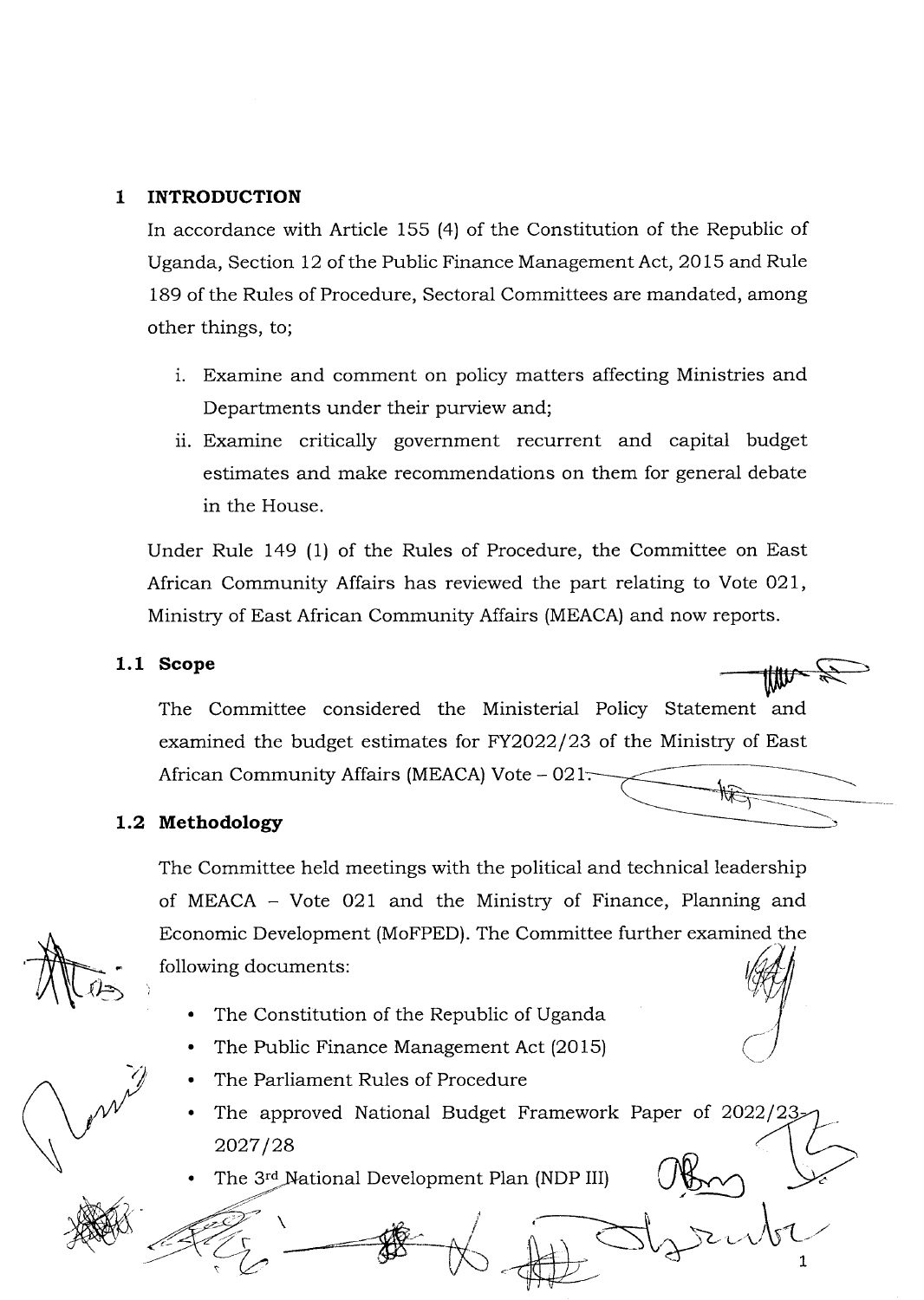# 1 INTRODUCTION

In accordance with Article 155 (4) of the Constitution of the Republic of Uganda, Section 12 of the Public Finance Management Act, 2015 and Rule 189 of the Rules of Procedure, Sectoral Committees are mandated, among other things, to;

i. Examine and comment on policy matters affecting Ministries and Departments under their purview and;

ii. Examine critically government recurrent and capital budget estimates and make recommendations on them for general debate in the House.

Under Rule 149 (1) of the Rules of Procedure, the Committee on East African Community Affairs has reviewed the part relating to Vote 021, Ministry of East African Community Affairs (MEACA) and now reports.

## 1.1 Scope

The Committee considered the Ministerial Policy Statement and examined the budget estimates for FY2022/23 of the Ministry of East African Community Affairs (MEACA) Vote – 021.

## 1.2 Methodology

The Committee held meetings with the political and technical leadership of MEACA – Vote 021 and the Ministry of Finance, Planning and Economic Development (MoFPED). The Committee further examined the following documents:

- The Constitution of the Republic of Uganda
- The Public Finance Management Act (2015)
- The Parliament Rules of Procedure
- The approved National Budget Framework Paper of 2022/23-2027/28
- The 3rd National Development Plan (NDP III)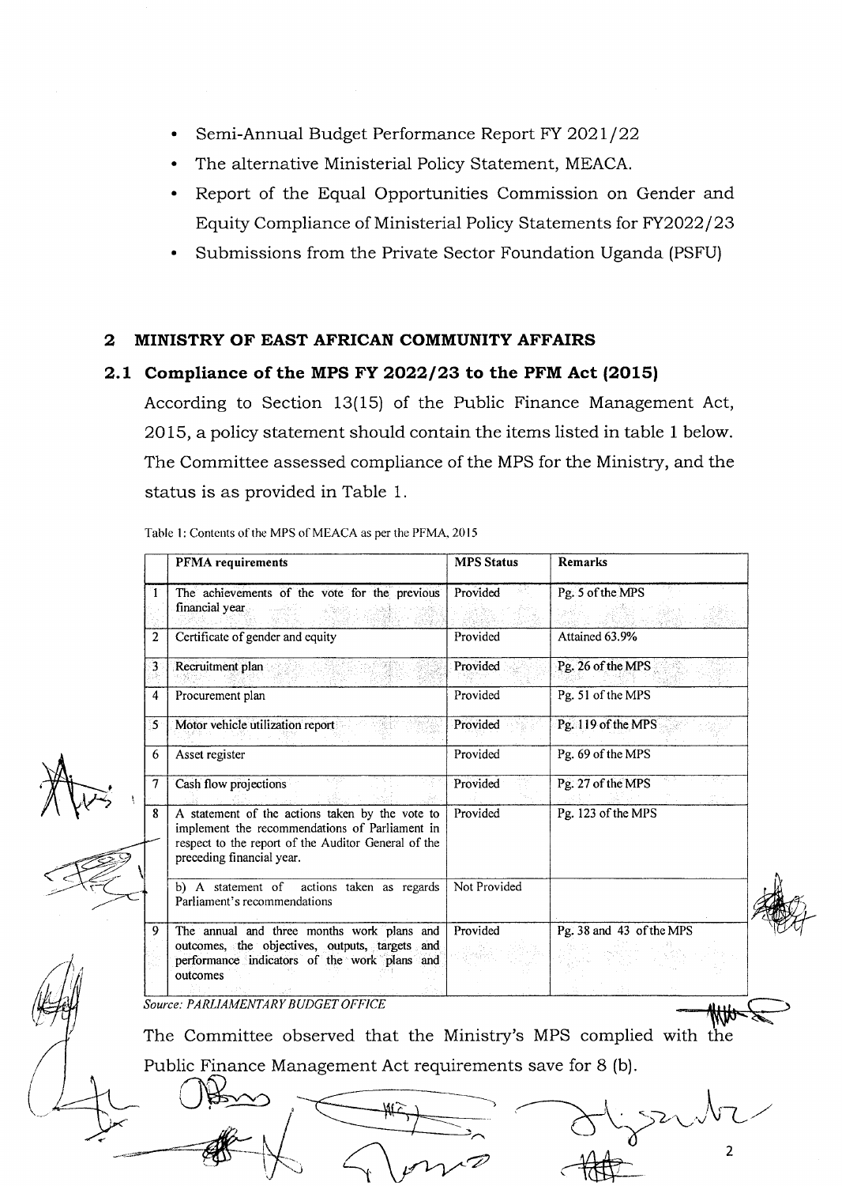- Semi-Annual Budget Performance Report FY 2021/22
- The alternative Ministerial Policy Statement, MEACA.
- Report of the Equal Opportunities Commission on Gender and Equity Compliance of Ministerial Policy Statements for FY2022/23
- Submissions from the Private Sector Foundation Uganda (PSFU)

## 2 MINISTRY OF EAST AFRICAN COMMUNITY AFFAIRS

### 2.1 Compliance of the MPS FY 2022/23 to the PFM Act (2015)

According to Section 13(15) of the Public Finance Management Act, 2015, a policy statement should contain the items listed in table 1 below. The Committee assessed compliance of the MPS for the Ministry, and the status is as provided in Table 1.

Table 1: Contents of the MPS of MEACA as per the PFMA, 2015

| | PFMA requirements | MPS Status | Remarks |
|---|---|---|---|
| 1 | The achievements of the vote for the previous financial year | Provided | Pg. 5 of the MPS |
| 2 | Certificate of gender and equity | Provided | Attained 63.9% |
| 3 | Recruitment plan | Provided | Pg. 26 of the MPS |
| 4 | Procurement plan | Provided | Pg. 51 of the MPS |
| 5 | Motor vehicle utilization report | Provided | Pg. 119 of the MPS |
| 6 | Asset register | Provided | Pg. 69 of the MPS |
| 7 | Cash flow projections | Provided | Pg. 27 of the MPS |
| 8 | A statement of the actions taken by the vote to implement the recommendations of Parliament in respect to the report of the Auditor General of the preceding financial year. | Provided | Pg. 123 of the MPS |
| | b) A statement of actions taken as regards Parliament's recommendations | Not Provided | |
| 9 | The annual and three months work plans and outcomes, the objectives, outputs, targets and performance indicators of the work plans and outcomes | Provided | Pg. 38 and 43 of the MPS |

*Source: PARLIAMENTARY BUDGET OFFICE*

The Committee observed that the Ministry's MPS complied with the Public Finance Management Act requirements save for 8 (b).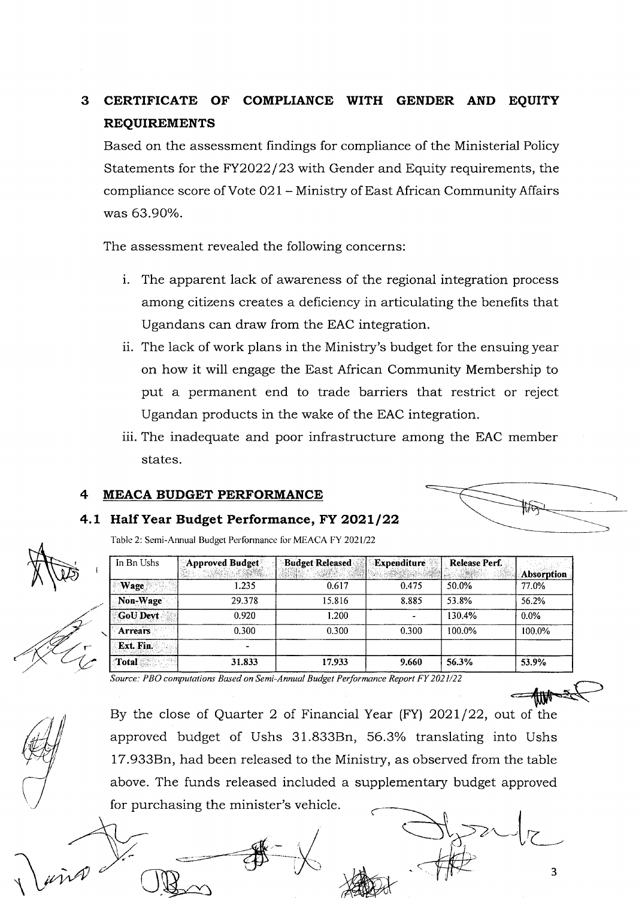## 3 CERTIFICATE OF COMPLIANCE WITH GENDER AND EQUITY REQUIREMENTS

Based on the assessment findings for compliance of the Ministerial Policy Statements for the FY2022/23 with Gender and Equity requirements, the compliance score of Vote 021 – Ministry of East African Community Affairs was 63.90%.

The assessment revealed the following concerns:

i. The apparent lack of awareness of the regional integration process among citizens creates a deficiency in articulating the benefits that Ugandans can draw from the EAC integration.

ii. The lack of work plans in the Ministry's budget for the ensuing year on how it will engage the East African Community Membership to put a permanent end to trade barriers that restrict or reject Ugandan products in the wake of the EAC integration.

iii. The inadequate and poor infrastructure among the EAC member states.

## 4 MEACA BUDGET PERFORMANCE

### 4.1 Half Year Budget Performance, FY 2021/22

Table 2: Semi-Annual Budget Performance for MEACA FY 2021/22

| In Bn Ushs | Approved Budget | Budget Released | Expenditure | Release Perf. | Absorption |
|---|---|---|---|---|---|
| Wage | 1.235 | 0.617 | 0.475 | 50.0% | 77.0% |
| Non-Wage | 29.378 | 15.816 | 8.885 | 53.8% | 56.2% |
| GoU Devt | 0.920 | 1.200 | - | 130.4% | 0.0% |
| Arrears | 0.300 | 0.300 | 0.300 | 100.0% | 100.0% |
| Ext. Fin. | - | | | | |
| Total | 31.833 | 17.933 | 9.660 | 56.3% | 53.9% |

*Source: PBO computations Based on Semi-Annual Budget Performance Report FY 2021/22*

By the close of Quarter 2 of Financial Year (FY) 2021/22, out of the approved budget of Ushs 31.833Bn, 56.3% translating into Ushs 17.933Bn, had been released to the Ministry, as observed from the table above. The funds released included a supplementary budget approved for purchasing the minister's vehicle.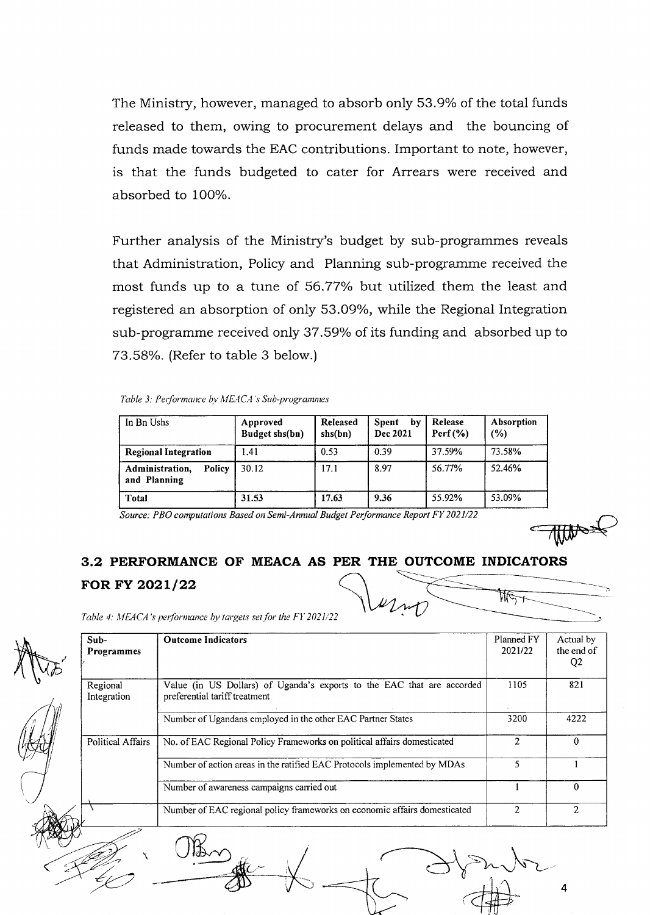The Ministry, however, managed to absorb only 53.9% of the total funds released to them, owing to procurement delays and the bouncing of funds made towards the EAC contributions. Important to note, however, is that the funds budgeted to cater for Arrears were received and absorbed to 100%.

Further analysis of the Ministry's budget by sub-programmes reveals that Administration, Policy and Planning sub-programme received the most funds up to a tune of 56.77% but utilized them the least and registered an absorption of only 53.09%, while the Regional Integration sub-programme received only 37.59% of its funding and absorbed up to 73.58%. (Refer to table 3 below.)

*Table 3: Performance by MEACA's Sub-programmes*

| In Bn Ushs | Approved Budget shs(bn) | Released shs(bn) | Spent by Dec 2021 | Release Perf (%) | Absorption (%) |
|---|---|---|---|---|---|
| **Regional Integration** | 1.41 | 0.53 | 0.39 | 37.59% | 73.58% |
| **Administration, Policy and Planning** | 30.12 | 17.1 | 8.97 | 56.77% | 52.46% |
| **Total** | 31.53 | 17.63 | 9.36 | 55.92% | 53.09% |

*Source: PBO computations Based on Semi-Annual Budget Performance Report FY 2021/22*

## 3.2 PERFORMANCE OF MEACA AS PER THE OUTCOME INDICATORS FOR FY 2021/22

*Table 4: MEACA's performance by targets set for the FY 2021/22*

| Sub-Programmes | Outcome Indicators | Planned FY 2021/22 | Actual by the end of Q2 |
|---|---|---|---|
| Regional Integration | Value (in US Dollars) of Uganda's exports to the EAC that are accorded preferential tariff treatment | 1105 | 821 |
| | Number of Ugandans employed in the other EAC Partner States | 3200 | 4222 |
| Political Affairs | No. of EAC Regional Policy Frameworks on political affairs domesticated | 2 | 0 |
| | Number of action areas in the ratified EAC Protocols implemented by MDAs | 5 | 1 |
| | Number of awareness campaigns carried out | 1 | 0 |
| | Number of EAC regional policy frameworks on economic affairs domesticated | 2 | 2 |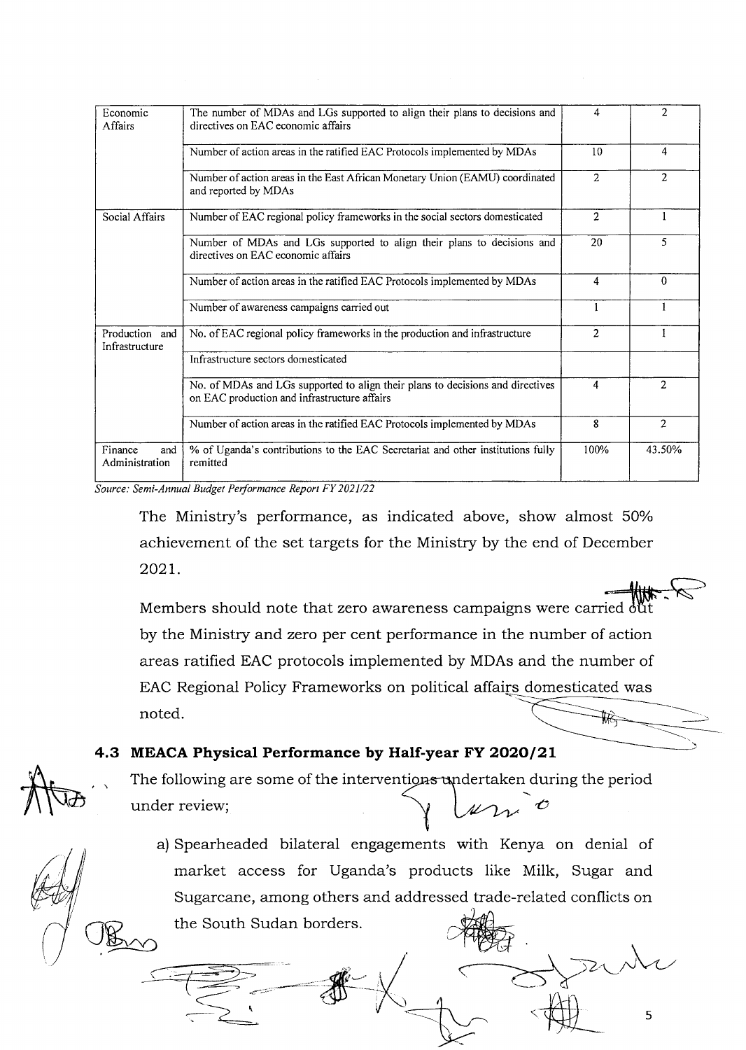| | | | |
|---|---|---|---|
| Economic Affairs | The number of MDAs and LGs supported to align their plans to decisions and directives on EAC economic affairs | 4 | 2 |
| | Number of action areas in the ratified EAC Protocols implemented by MDAs | 10 | 4 |
| | Number of action areas in the East African Monetary Union (EAMU) coordinated and reported by MDAs | 2 | 2 |
| Social Affairs | Number of EAC regional policy frameworks in the social sectors domesticated | 2 | 1 |
| | Number of MDAs and LGs supported to align their plans to decisions and directives on EAC economic affairs | 20 | 5 |
| | Number of action areas in the ratified EAC Protocols implemented by MDAs | 4 | 0 |
| | Number of awareness campaigns carried out | 1 | 1 |
| Production and Infrastructure | No. of EAC regional policy frameworks in the production and infrastructure | 2 | 1 |
| | Infrastructure sectors domesticated | | |
| | No. of MDAs and LGs supported to align their plans to decisions and directives on EAC production and infrastructure affairs | 4 | 2 |
| | Number of action areas in the ratified EAC Protocols implemented by MDAs | 8 | 2 |
| Finance and Administration | % of Uganda's contributions to the EAC Secretariat and other institutions fully remitted | 100% | 43.50% |

*Source: Semi-Annual Budget Performance Report FY 2021/22*

The Ministry's performance, as indicated above, show almost 50% achievement of the set targets for the Ministry by the end of December 2021.

Members should note that zero awareness campaigns were carried out by the Ministry and zero per cent performance in the number of action areas ratified EAC protocols implemented by MDAs and the number of EAC Regional Policy Frameworks on political affairs domesticated was noted.

### 4.3 MEACA Physical Performance by Half-year FY 2020/21

The following are some of the interventions undertaken during the period under review;

a) Spearheaded bilateral engagements with Kenya on denial of market access for Uganda's products like Milk, Sugar and Sugarcane, among others and addressed trade-related conflicts on the South Sudan borders.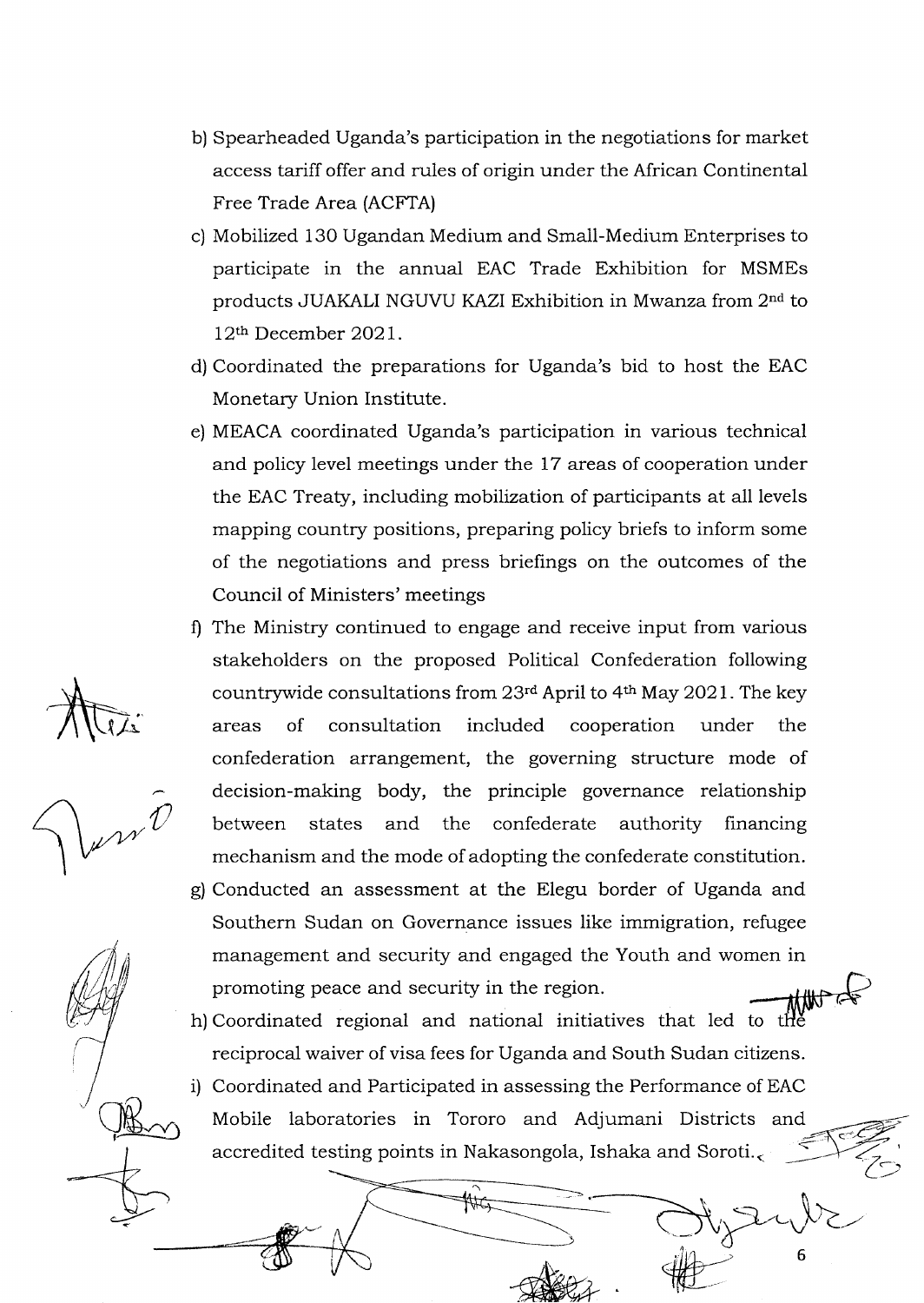b) Spearheaded Uganda's participation in the negotiations for market access tariff offer and rules of origin under the African Continental Free Trade Area (ACFTA)

c) Mobilized 130 Ugandan Medium and Small-Medium Enterprises to participate in the annual EAC Trade Exhibition for MSMEs products JUAKALI NGUVU KAZI Exhibition in Mwanza from 2nd to 12th December 2021.

d) Coordinated the preparations for Uganda's bid to host the EAC Monetary Union Institute.

e) MEACA coordinated Uganda's participation in various technical and policy level meetings under the 17 areas of cooperation under the EAC Treaty, including mobilization of participants at all levels mapping country positions, preparing policy briefs to inform some of the negotiations and press briefings on the outcomes of the Council of Ministers' meetings

f) The Ministry continued to engage and receive input from various stakeholders on the proposed Political Confederation following countrywide consultations from 23rd April to 4th May 2021. The key areas of consultation included cooperation under the confederation arrangement, the governing structure mode of decision-making body, the principle governance relationship between states and the confederate authority financing mechanism and the mode of adopting the confederate constitution.

g) Conducted an assessment at the Elegu border of Uganda and Southern Sudan on Governance issues like immigration, refugee management and security and engaged the Youth and women in promoting peace and security in the region.

h) Coordinated regional and national initiatives that led to the reciprocal waiver of visa fees for Uganda and South Sudan citizens.

i) Coordinated and Participated in assessing the Performance of EAC Mobile laboratories in Tororo and Adjumani Districts and accredited testing points in Nakasongola, Ishaka and Soroti.